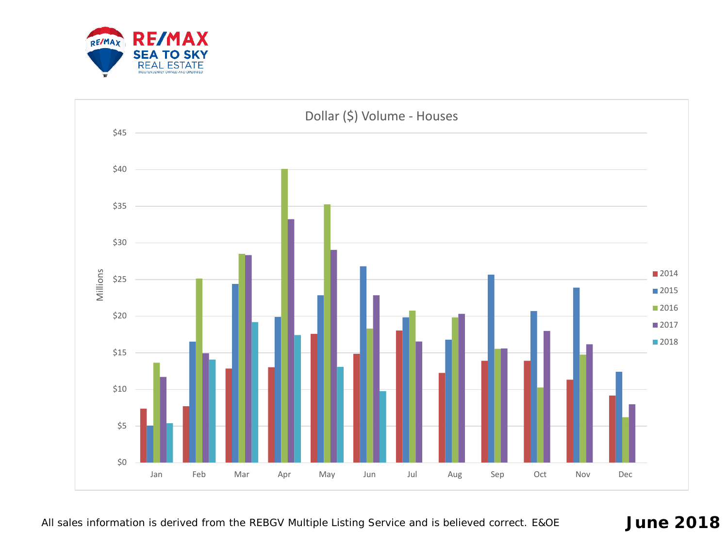RE/MAX SEA TO SKY REAL ESTATE

INDEPENDENTLY OWNED AND OPERATED

## Dollar ($) Volume - Houses

Millions

| | 2014 | 2015 | 2016 | 2017 | 2018 |
|---|---|---|---|---|---|
| Jan | | | | | |
| Feb | | | | | |
| Mar | | | | | |
| Apr | | | | | |
| May | | | | | |
| Jun | | | | | |
| Jul | | | | | |
| Aug | | | | | |
| Sep | | | | | |
| Oct | | | | | |
| Nov | | | | | |
| Dec | | | | | |

All sales information is derived from the REBGV Multiple Listing Service and is believed correct. E&OE

**June 2018**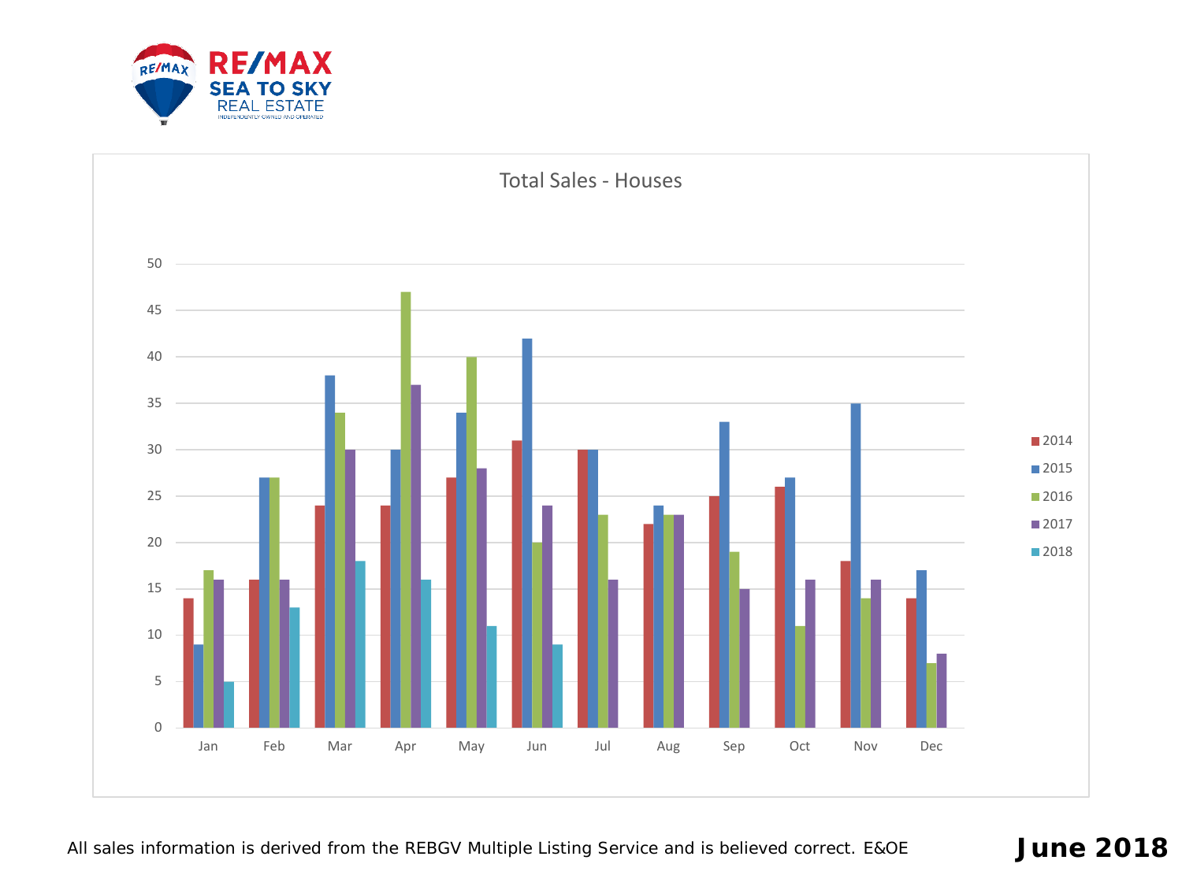RE/MAX SEA TO SKY REAL ESTATE

INDEPENDENTLY OWNED AND OPERATED

## Total Sales - Houses

| Month | 2014 | 2015 | 2016 | 2017 | 2018 |
|---|---|---|---|---|---|
| Jan | 14 | 9 | 17 | 16 | 5 |
| Feb | 16 | 27 | 27 | 16 | 13 |
| Mar | 24 | 38 | 34 | 30 | 18 |
| Apr | 24 | 30 | 47 | 37 | 16 |
| May | 27 | 34 | 40 | 28 | 11 |
| Jun | 31 | 42 | 20 | 24 | 9 |
| Jul | 30 | 30 | 23 | 16 | |
| Aug | 22 | 24 | 23 | 23 | |
| Sep | 25 | 33 | 19 | 15 | |
| Oct | 26 | 27 | 11 | 16 | |
| Nov | 18 | 35 | 14 | 16 | |
| Dec | 14 | 17 | 7 | 8 | |

All sales information is derived from the REBGV Multiple Listing Service and is believed correct. E&OE

**June 2018**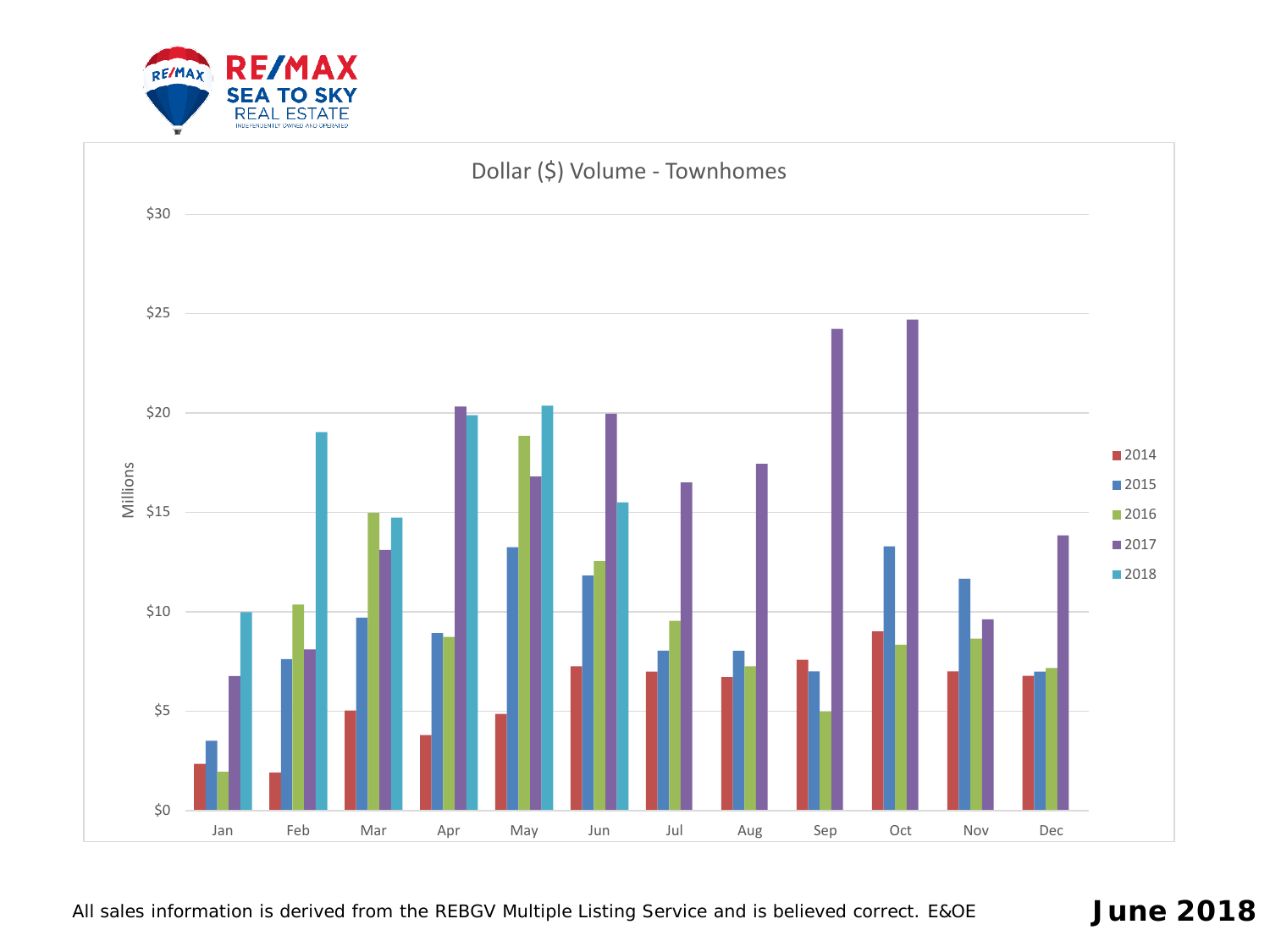RE/MAX SEA TO SKY REAL ESTATE

INDEPENDENTLY OWNED AND OPERATED

## Dollar ($) Volume - Townhomes

Millions

$30
$25
$20
$15
$10
$5
$0

Jan Feb Mar Apr May Jun Jul Aug Sep Oct Nov Dec

2014 2015 2016 2017 2018

All sales information is derived from the REBGV Multiple Listing Service and is believed correct. E&OE

**June 2018**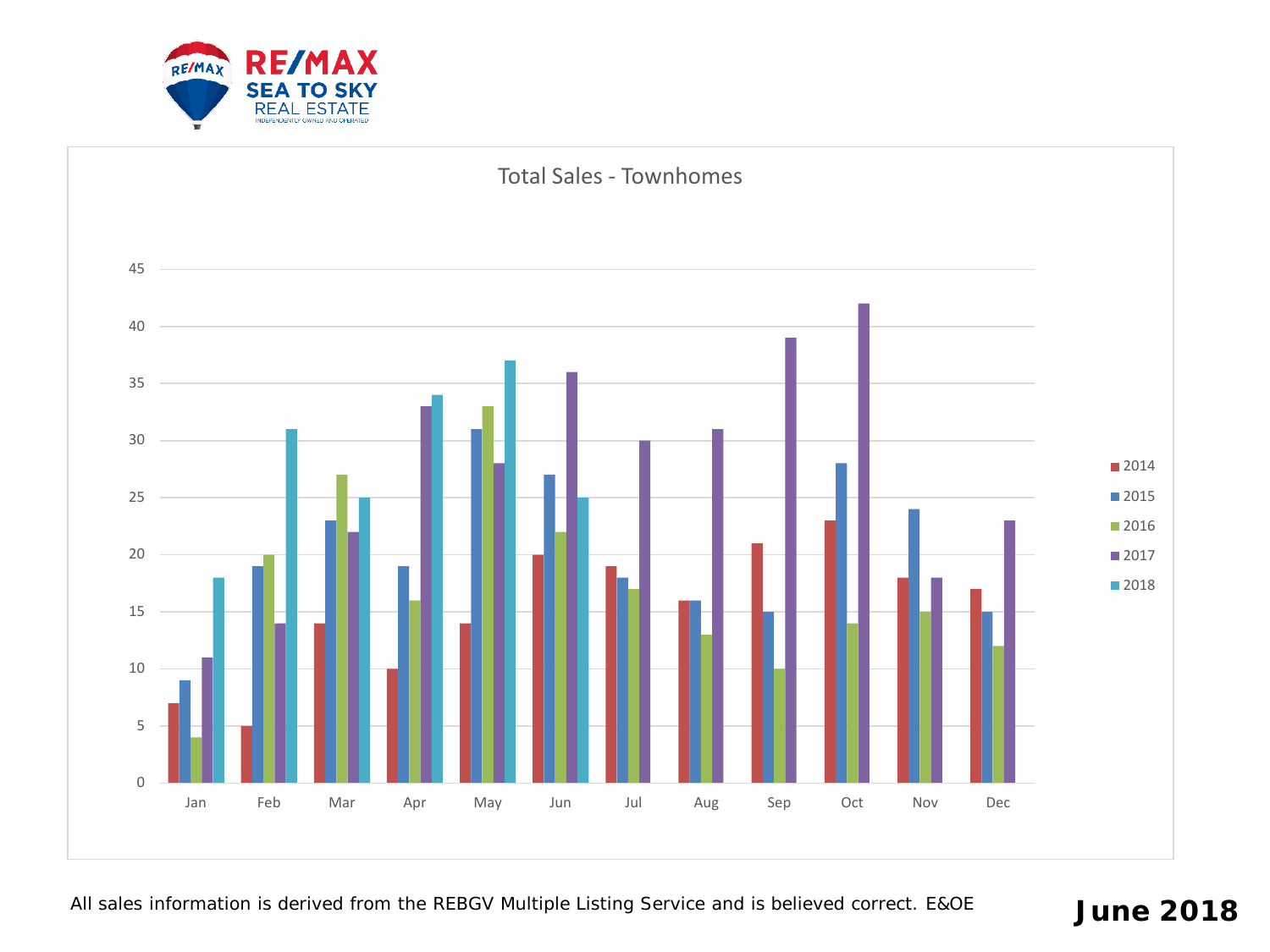RE/MAX SEA TO SKY REAL ESTATE
INDEPENDENTLY OWNED AND OPERATED

## Total Sales - Townhomes

| Month | 2014 | 2015 | 2016 | 2017 | 2018 |
|---|---|---|---|---|---|
| Jan | 7 | 9 | 4 | 11 | 18 |
| Feb | 5 | 19 | 20 | 14 | 31 |
| Mar | 14 | 23 | 27 | 22 | 25 |
| Apr | 10 | 19 | 16 | 33 | 34 |
| May | 14 | 31 | 33 | 28 | 37 |
| Jun | 20 | 27 | 22 | 36 | 25 |
| Jul | 19 | 18 | 17 | 30 | |
| Aug | 16 | 16 | 13 | 31 | |
| Sep | 21 | 15 | 10 | 39 | |
| Oct | 23 | 28 | 14 | 42 | |
| Nov | 18 | 24 | 15 | 18 | |
| Dec | 17 | 15 | 12 | 23 | |

All sales information is derived from the REBGV Multiple Listing Service and is believed correct. E&OE

**June 2018**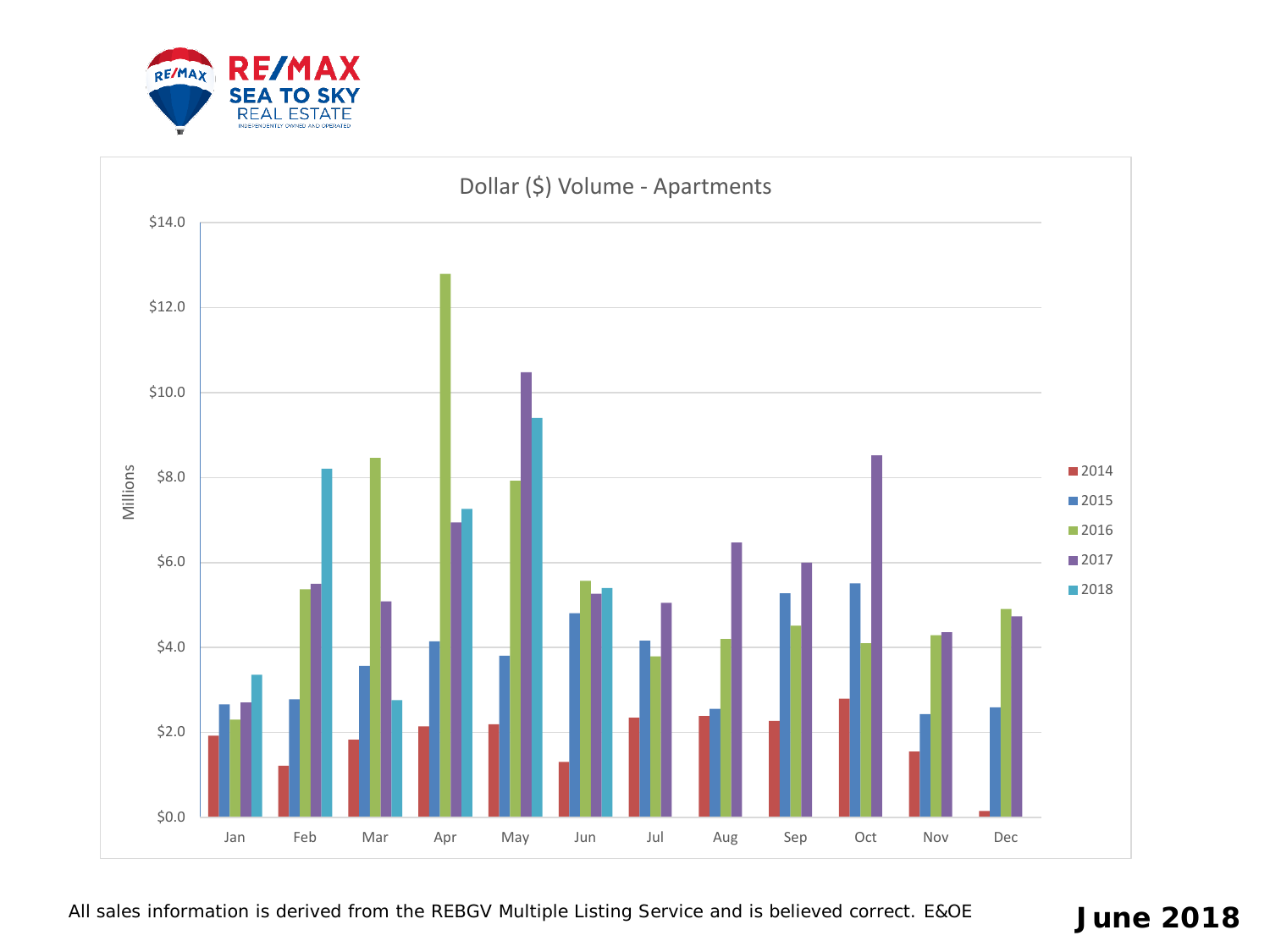RE/MAX SEA TO SKY REAL ESTATE

## Dollar ($) Volume - Apartments

All sales information is derived from the REBGV Multiple Listing Service and is believed correct. E&OE

**June 2018**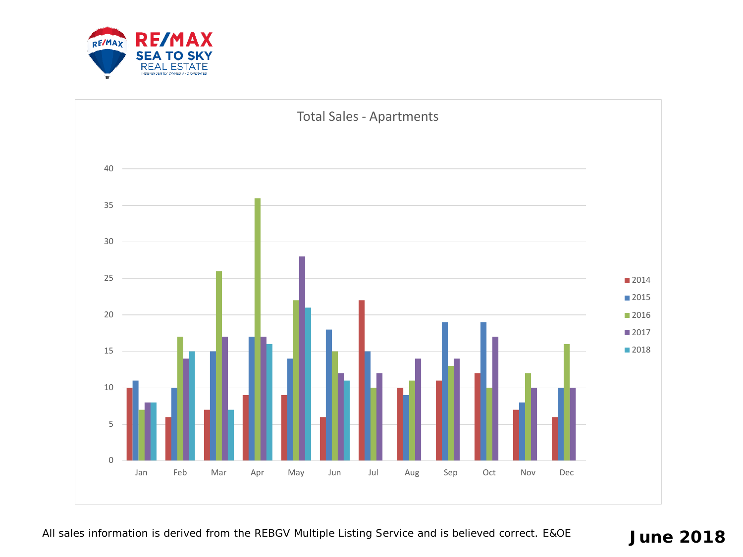RE/MAX SEA TO SKY REAL ESTATE

## Total Sales - Apartments

| Month | 2014 | 2015 | 2016 | 2017 | 2018 |
|---|---|---|---|---|---|
| Jan | 10 | 11 | 7 | 8 | 8 |
| Feb | 6 | 10 | 17 | 14 | 15 |
| Mar | 7 | 15 | 26 | 17 | 7 |
| Apr | 9 | 17 | 36 | 17 | 16 |
| May | 9 | 14 | 22 | 28 | 21 |
| Jun | 6 | 18 | 15 | 12 | 11 |
| Jul | 22 | 15 | 10 | 12 | |
| Aug | 10 | 9 | 11 | 14 | |
| Sep | 11 | 19 | 13 | 14 | |
| Oct | 12 | 19 | 10 | 17 | |
| Nov | 7 | 8 | 12 | 10 | |
| Dec | 6 | 10 | 16 | 10 | |

All sales information is derived from the REBGV Multiple Listing Service and is believed correct. E&OE

**June 2018**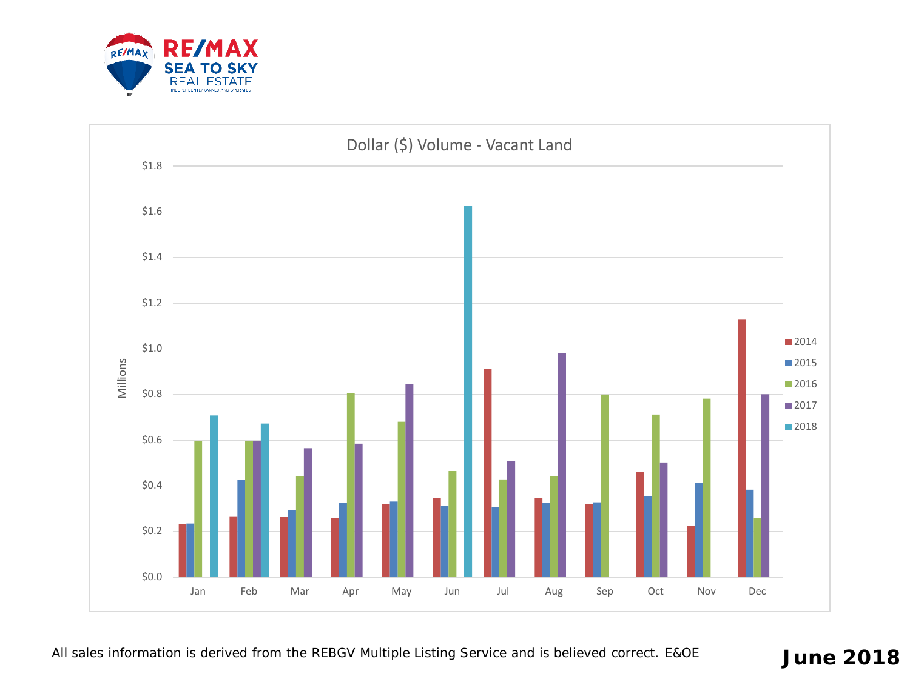RE/MAX SEA TO SKY REAL ESTATE

INDEPENDENTLY OWNED AND OPERATED

## Dollar ($) Volume - Vacant Land

Millions

| Month | 2014 | 2015 | 2016 | 2017 | 2018 |
|---|---|---|---|---|---|
| Jan | $0.23 | $0.23 | $0.59 | | $0.71 |
| Feb | $0.27 | $0.42 | $0.60 | $0.60 | $0.67 |
| Mar | $0.26 | $0.29 | $0.44 | $0.56 | |
| Apr | $0.26 | $0.32 | $0.80 | $0.58 | |
| May | $0.32 | $0.33 | $0.68 | $0.85 | |
| Jun | $0.34 | $0.31 | $0.46 | | $1.62 |
| Jul | $0.91 | $0.31 | $0.43 | $0.51 | |
| Aug | $0.35 | $0.33 | $0.44 | $0.98 | |
| Sep | $0.32 | $0.33 | $0.80 | | |
| Oct | $0.46 | $0.35 | $0.71 | $0.50 | |
| Nov | $0.22 | $0.41 | $0.78 | | |
| Dec | $1.13 | $0.38 | $0.26 | $0.80 | |

All sales information is derived from the REBGV Multiple Listing Service and is believed correct. E&OE

**June 2018**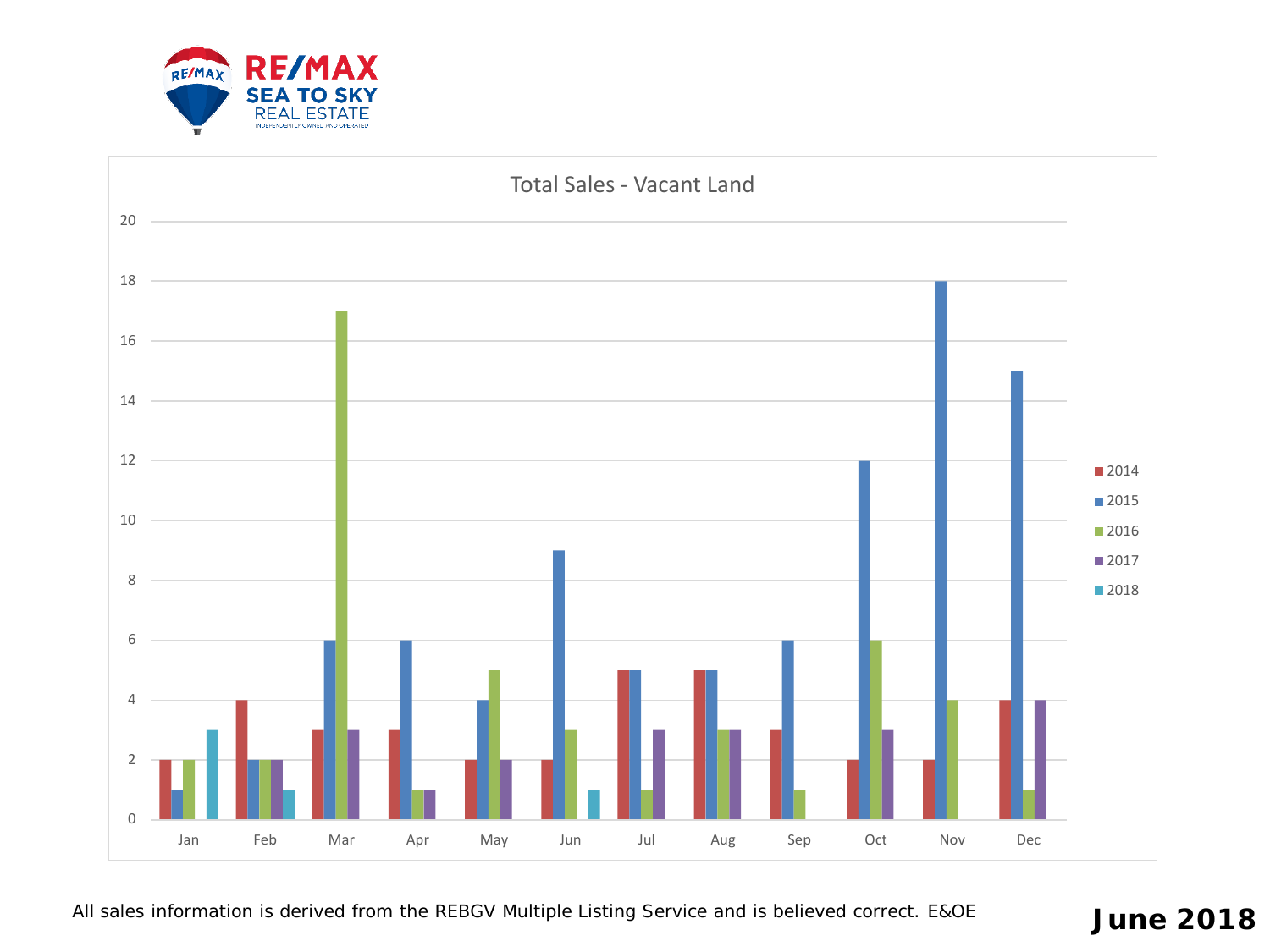RE/MAX SEA TO SKY REAL ESTATE

INDEPENDENTLY OWNED AND OPERATED

## Total Sales - Vacant Land

| Month | 2014 | 2015 | 2016 | 2017 | 2018 |
|---|---|---|---|---|---|
| Jan | 2 | 1 | 2 | | 3 |
| Feb | 4 | 2 | 2 | 2 | 1 |
| Mar | 3 | 6 | 17 | 3 | |
| Apr | 3 | 6 | 1 | 1 | |
| May | 2 | 4 | 5 | 2 | |
| Jun | 2 | 9 | 3 | | 1 |
| Jul | 5 | 5 | 1 | 3 | |
| Aug | 5 | 5 | 3 | 3 | |
| Sep | 3 | 6 | 1 | | |
| Oct | 2 | 12 | 6 | 3 | |
| Nov | 2 | 18 | 4 | | |
| Dec | 4 | 15 | 1 | 4 | |

All sales information is derived from the REBGV Multiple Listing Service and is believed correct. E&OE

**June 2018**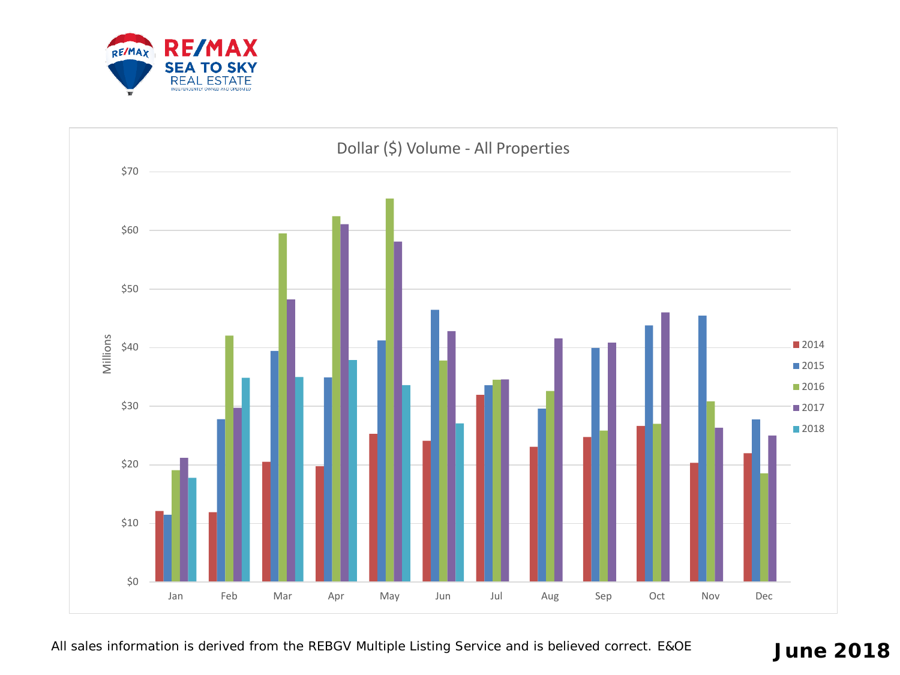RE/MAX SEA TO SKY REAL ESTATE

INDEPENDENTLY OWNED AND OPERATED

## Dollar ($) Volume - All Properties

Millions

| | Jan | Feb | Mar | Apr | May | Jun | Jul | Aug | Sep | Oct | Nov | Dec |
|---|---|---|---|---|---|---|---|---|---|---|---|---|
| 2014 | | | | | | | | | | | | |
| 2015 | | | | | | | | | | | | |
| 2016 | | | | | | | | | | | | |
| 2017 | | | | | | | | | | | | |
| 2018 | | | | | | | | | | | | |

$0, $10, $20, $30, $40, $50, $60, $70

All sales information is derived from the REBGV Multiple Listing Service and is believed correct. E&OE

**June 2018**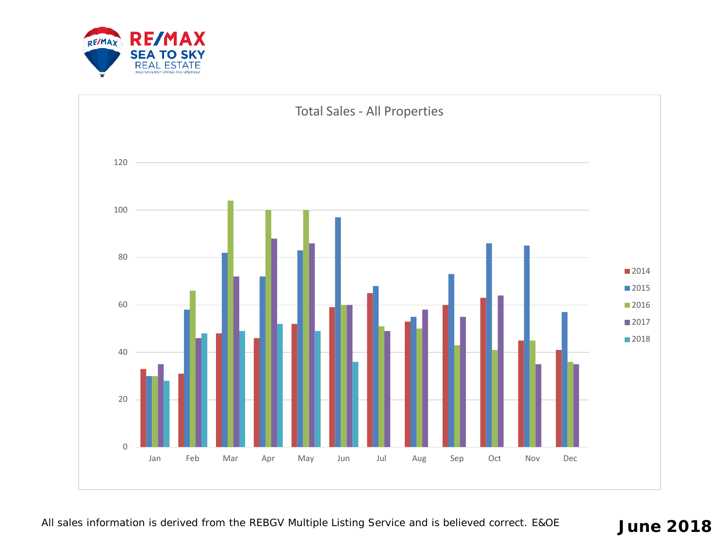RE/MAX SEA TO SKY REAL ESTATE

INDEPENDENTLY OWNED AND OPERATED

## Total Sales - All Properties

| Month | 2014 | 2015 | 2016 | 2017 | 2018 |
|---|---|---|---|---|---|
| Jan | 33 | 30 | 30 | 35 | 28 |
| Feb | 31 | 58 | 66 | 46 | 48 |
| Mar | 48 | 82 | 104 | 72 | 49 |
| Apr | 46 | 72 | 100 | 88 | 52 |
| May | 52 | 83 | 100 | 86 | 49 |
| Jun | 59 | 97 | 60 | 60 | 36 |
| Jul | 65 | 68 | 51 | 49 | |
| Aug | 53 | 55 | 50 | 58 | |
| Sep | 60 | 73 | 43 | 55 | |
| Oct | 63 | 86 | 41 | 64 | |
| Nov | 45 | 85 | 45 | 35 | |
| Dec | 41 | 57 | 36 | 35 | |

All sales information is derived from the REBGV Multiple Listing Service and is believed correct. E&OE

**June 2018**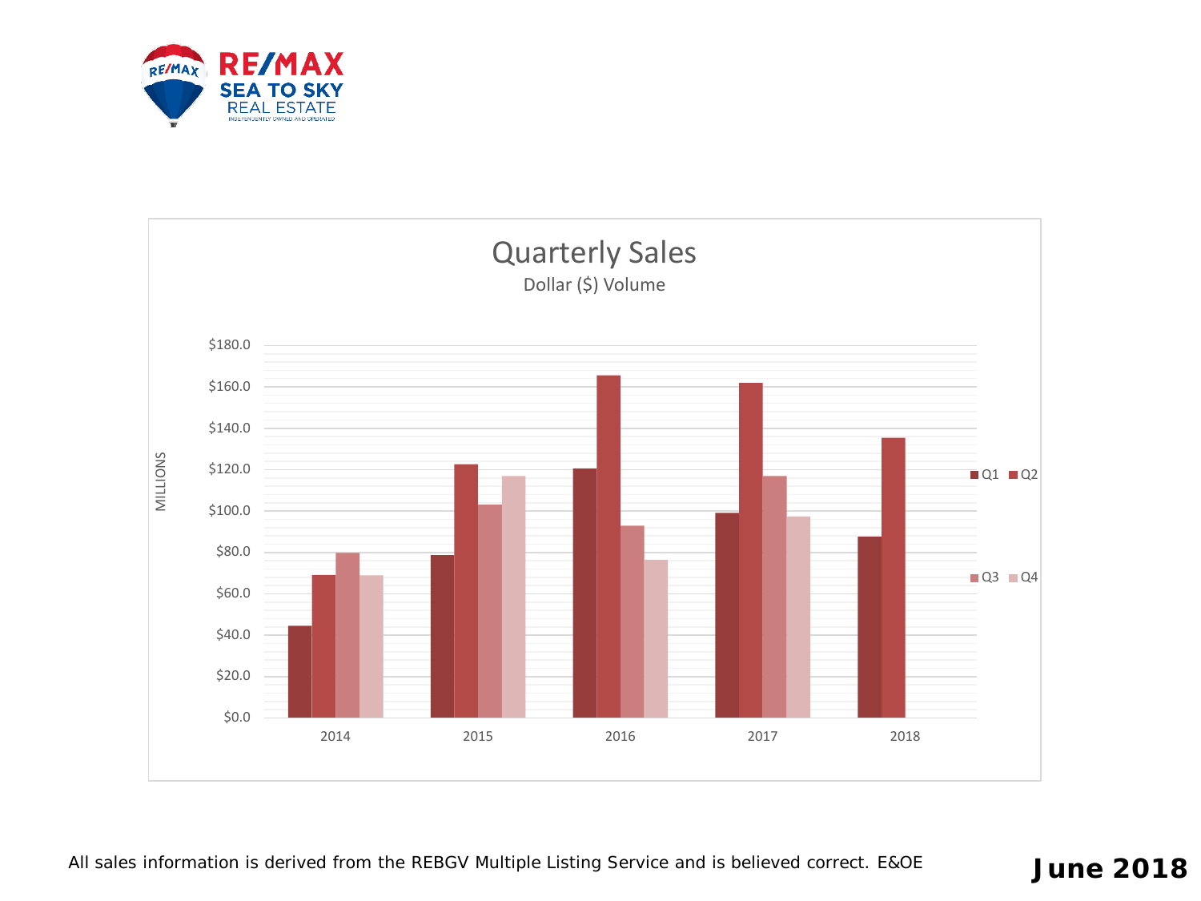# Quarterly Sales

Dollar ($) Volume

| Year | Q1 | Q2 | Q3 | Q4 |
|---|---|---|---|---|
| 2014 | ~$44 | ~$69 | ~$80 | ~$69 |
| 2015 | ~$79 | ~$123 | ~$103 | ~$117 |
| 2016 | ~$121 | ~$166 | ~$93 | ~$76 |
| 2017 | ~$99 | ~$162 | ~$117 | ~$97 |
| 2018 | ~$88 | ~$136 | | |

*Values in MILLIONS; approximate values read from chart.*

All sales information is derived from the REBGV Multiple Listing Service and is believed correct. E&OE

**June 2018**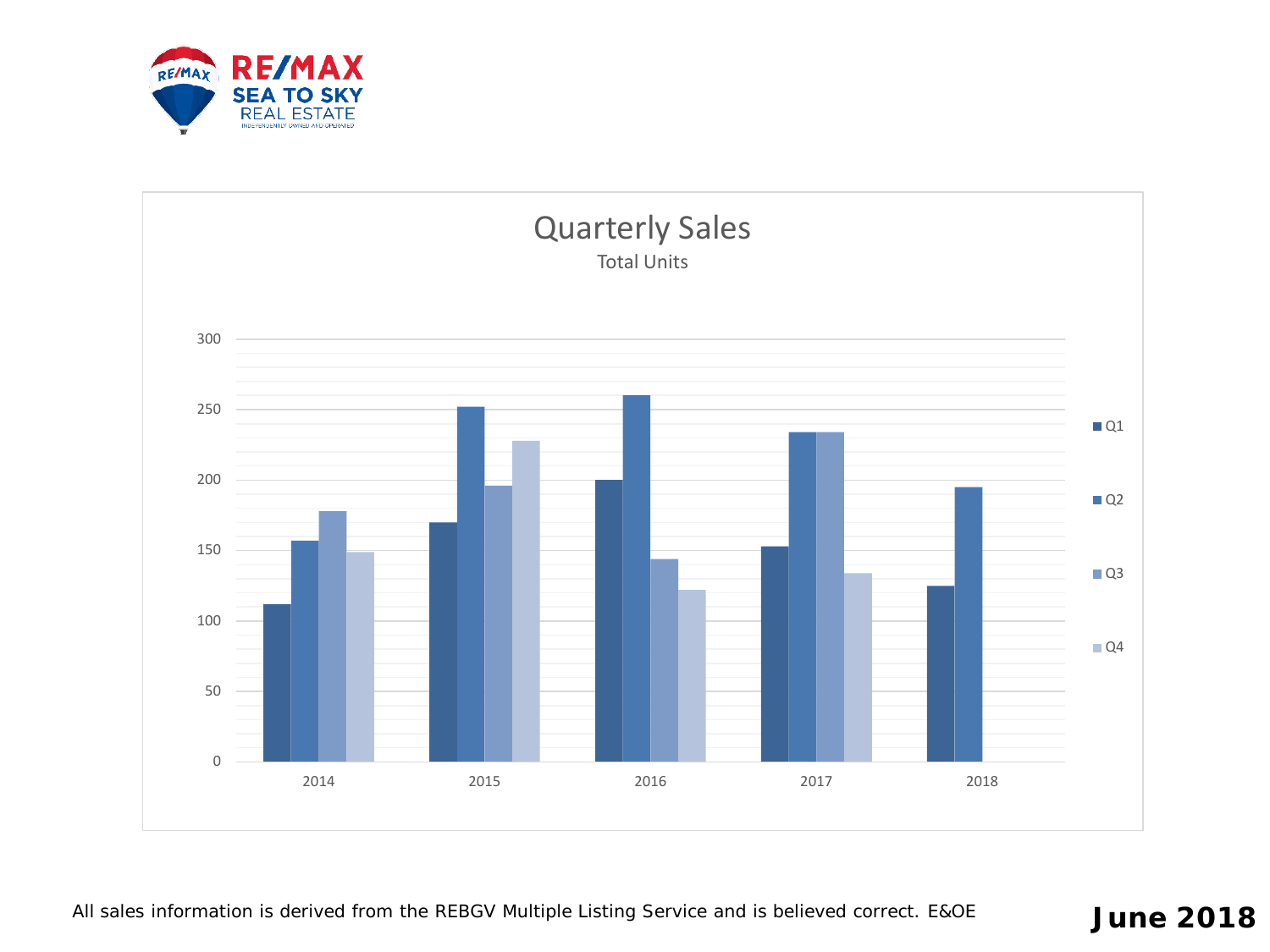RE/MAX SEA TO SKY REAL ESTATE

INDEPENDENTLY OWNED AND OPERATED

## Quarterly Sales

Total Units

300
250
200
150
100
50
0

2014
2015
2016
2017
2018

Q1
Q2
Q3
Q4

All sales information is derived from the REBGV Multiple Listing Service and is believed correct. E&OE

**June 2018**